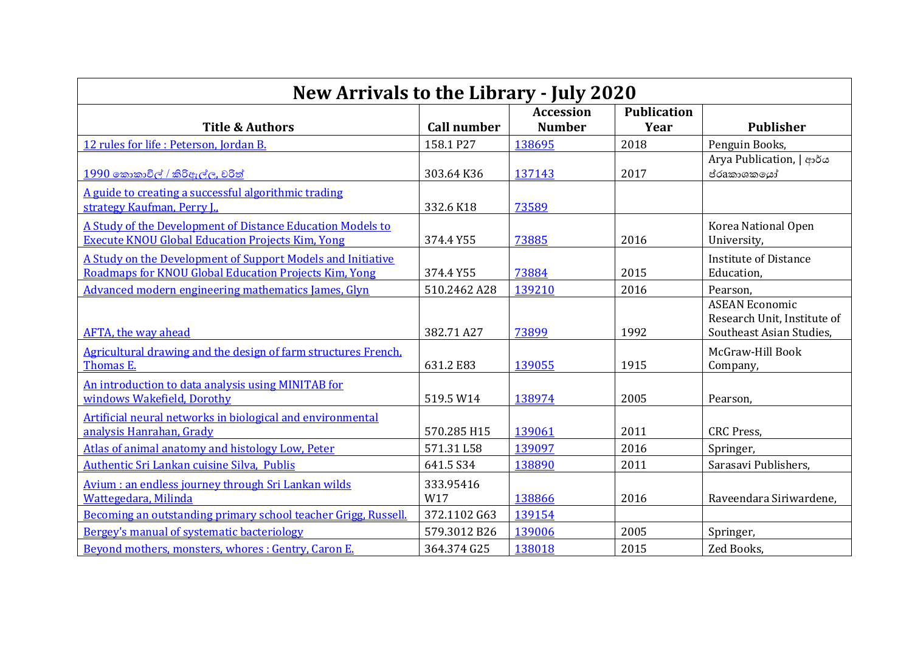# New Arrivals to the Library - July 2020

| Title & Authors | Call number | Accession Number | Publication Year | Publisher |
|---|---|---|---|---|
| 12 rules for life : Peterson, Jordan B. | 158.1 P27 | 138695 | 2018 | Penguin Books, |
| 1990 කොකාවිල් / කිරිඇල්ල, චරිත් | 303.64 K36 | 137143 | 2017 | Arya Publication, \| ආර්ය ප්‍රකාශකයෝ |
| A guide to creating a successful algorithmic trading strategy Kaufman, Perry J., | 332.6 K18 | 73589 | | |
| A Study of the Development of Distance Education Models to Execute KNOU Global Education Projects Kim, Yong | 374.4 Y55 | 73885 | 2016 | Korea National Open University, |
| A Study on the Development of Support Models and Initiative Roadmaps for KNOU Global Education Projects Kim, Yong | 374.4 Y55 | 73884 | 2015 | Institute of Distance Education, |
| Advanced modern engineering mathematics James, Glyn | 510.2462 A28 | 139210 | 2016 | Pearson, |
| AFTA, the way ahead | 382.71 A27 | 73899 | 1992 | ASEAN Economic Research Unit, Institute of Southeast Asian Studies, |
| Agricultural drawing and the design of farm structures French, Thomas E. | 631.2 E83 | 139055 | 1915 | McGraw-Hill Book Company, |
| An introduction to data analysis using MINITAB for windows Wakefield, Dorothy | 519.5 W14 | 138974 | 2005 | Pearson, |
| Artificial neural networks in biological and environmental analysis Hanrahan, Grady | 570.285 H15 | 139061 | 2011 | CRC Press, |
| Atlas of animal anatomy and histology Low, Peter | 571.31 L58 | 139097 | 2016 | Springer, |
| Authentic Sri Lankan cuisine Silva, Publis | 641.5 S34 | 138890 | 2011 | Sarasavi Publishers, |
| Avium : an endless journey through Sri Lankan wilds Wattegedara, Milinda | 333.95416 W17 | 138866 | 2016 | Raveendara Siriwardene, |
| Becoming an outstanding primary school teacher Grigg, Russell. | 372.1102 G63 | 139154 | | |
| Bergey's manual of systematic bacteriology | 579.3012 B26 | 139006 | 2005 | Springer, |
| Beyond mothers, monsters, whores : Gentry, Caron E. | 364.374 G25 | 138018 | 2015 | Zed Books, |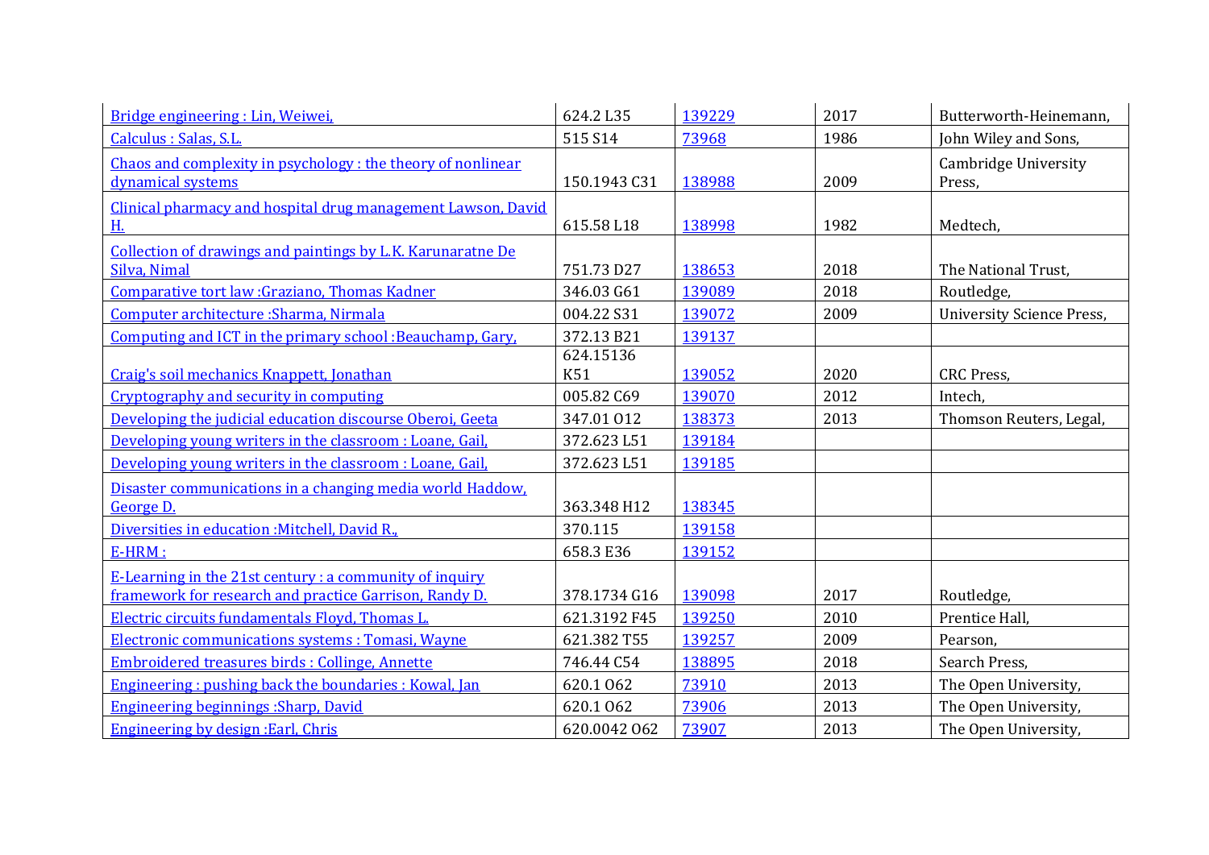| | | | | |
|---|---|---|---|---|
| Bridge engineering : Lin, Weiwei, | 624.2 L35 | 139229 | 2017 | Butterworth-Heinemann, |
| Calculus : Salas, S.L. | 515 S14 | 73968 | 1986 | John Wiley and Sons, |
| Chaos and complexity in psychology : the theory of nonlinear dynamical systems | 150.1943 C31 | 138988 | 2009 | Cambridge University Press, |
| Clinical pharmacy and hospital drug management Lawson, David H. | 615.58 L18 | 138998 | 1982 | Medtech, |
| Collection of drawings and paintings by L.K. Karunaratne De Silva, Nimal | 751.73 D27 | 138653 | 2018 | The National Trust, |
| Comparative tort law :Graziano, Thomas Kadner | 346.03 G61 | 139089 | 2018 | Routledge, |
| Computer architecture :Sharma, Nirmala | 004.22 S31 | 139072 | 2009 | University Science Press, |
| Computing and ICT in the primary school :Beauchamp, Gary, | 372.13 B21 | 139137 | | |
| Craig's soil mechanics Knappett, Jonathan | 624.15136 K51 | 139052 | 2020 | CRC Press, |
| Cryptography and security in computing | 005.82 C69 | 139070 | 2012 | Intech, |
| Developing the judicial education discourse Oberoi, Geeta | 347.01 O12 | 138373 | 2013 | Thomson Reuters, Legal, |
| Developing young writers in the classroom : Loane, Gail, | 372.623 L51 | 139184 | | |
| Developing young writers in the classroom : Loane, Gail, | 372.623 L51 | 139185 | | |
| Disaster communications in a changing media world Haddow, George D. | 363.348 H12 | 138345 | | |
| Diversities in education :Mitchell, David R., | 370.115 | 139158 | | |
| E-HRM : | 658.3 E36 | 139152 | | |
| E-Learning in the 21st century : a community of inquiry framework for research and practice Garrison, Randy D. | 378.1734 G16 | 139098 | 2017 | Routledge, |
| Electric circuits fundamentals Floyd, Thomas L. | 621.3192 F45 | 139250 | 2010 | Prentice Hall, |
| Electronic communications systems : Tomasi, Wayne | 621.382 T55 | 139257 | 2009 | Pearson, |
| Embroidered treasures birds : Collinge, Annette | 746.44 C54 | 138895 | 2018 | Search Press, |
| Engineering : pushing back the boundaries : Kowal, Jan | 620.1 O62 | 73910 | 2013 | The Open University, |
| Engineering beginnings :Sharp, David | 620.1 O62 | 73906 | 2013 | The Open University, |
| Engineering by design :Earl, Chris | 620.0042 O62 | 73907 | 2013 | The Open University, |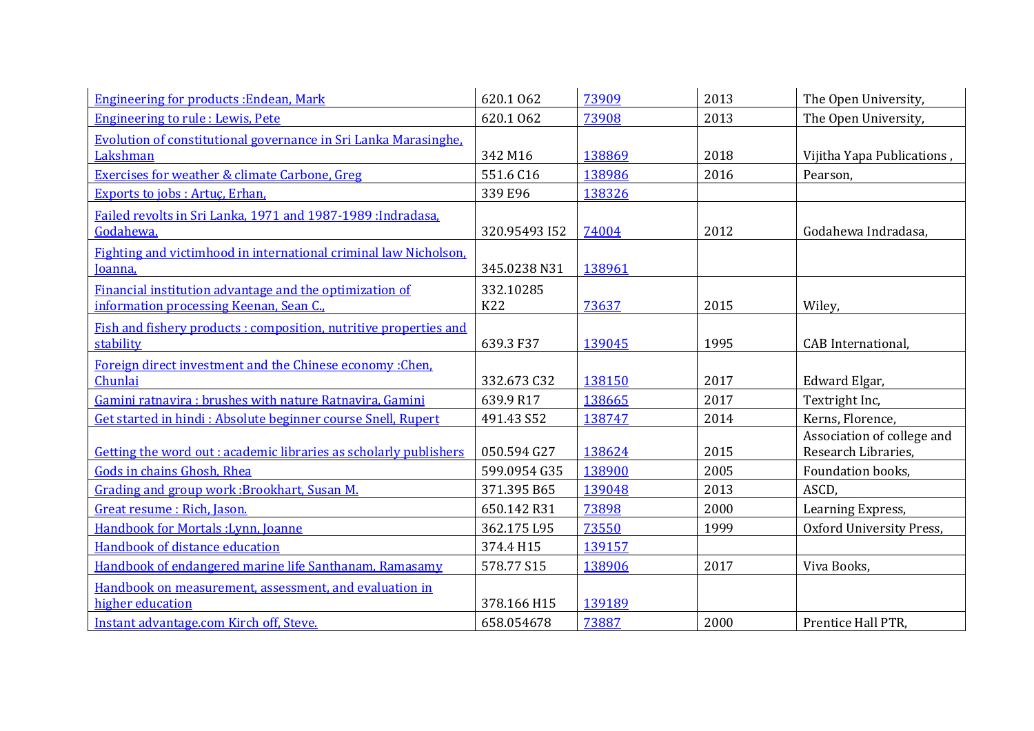| | | | | |
|---|---|---|---|---|
| Engineering for products :Endean, Mark | 620.1 O62 | 73909 | 2013 | The Open University, |
| Engineering to rule : Lewis, Pete | 620.1 O62 | 73908 | 2013 | The Open University, |
| Evolution of constitutional governance in Sri Lanka Marasinghe, Lakshman | 342 M16 | 138869 | 2018 | Vijitha Yapa Publications , |
| Exercises for weather & climate Carbone, Greg | 551.6 C16 | 138986 | 2016 | Pearson, |
| Exports to jobs : Artuç, Erhan, | 339 E96 | 138326 | | |
| Failed revolts in Sri Lanka, 1971 and 1987-1989 :Indradasa, Godahewa. | 320.95493 I52 | 74004 | 2012 | Godahewa Indradasa, |
| Fighting and victimhood in international criminal law Nicholson, Joanna, | 345.0238 N31 | 138961 | | |
| Financial institution advantage and the optimization of information processing Keenan, Sean C., | 332.10285 K22 | 73637 | 2015 | Wiley, |
| Fish and fishery products : composition, nutritive properties and stability | 639.3 F37 | 139045 | 1995 | CAB International, |
| Foreign direct investment and the Chinese economy :Chen, Chunlai | 332.673 C32 | 138150 | 2017 | Edward Elgar, |
| Gamini ratnavira : brushes with nature Ratnavira, Gamini | 639.9 R17 | 138665 | 2017 | Textright Inc, |
| Get started in hindi : Absolute beginner course Snell, Rupert | 491.43 S52 | 138747 | 2014 | Kerns, Florence, |
| Getting the word out : academic libraries as scholarly publishers | 050.594 G27 | 138624 | 2015 | Association of college and Research Libraries, |
| Gods in chains Ghosh, Rhea | 599.0954 G35 | 138900 | 2005 | Foundation books, |
| Grading and group work :Brookhart, Susan M. | 371.395 B65 | 139048 | 2013 | ASCD, |
| Great resume : Rich, Jason. | 650.142 R31 | 73898 | 2000 | Learning Express, |
| Handbook for Mortals :Lynn, Joanne | 362.175 L95 | 73550 | 1999 | Oxford University Press, |
| Handbook of distance education | 374.4 H15 | 139157 | | |
| Handbook of endangered marine life Santhanam, Ramasamy | 578.77 S15 | 138906 | 2017 | Viva Books, |
| Handbook on measurement, assessment, and evaluation in higher education | 378.166 H15 | 139189 | | |
| Instant advantage.com Kirch off, Steve. | 658.054678 | 73887 | 2000 | Prentice Hall PTR, |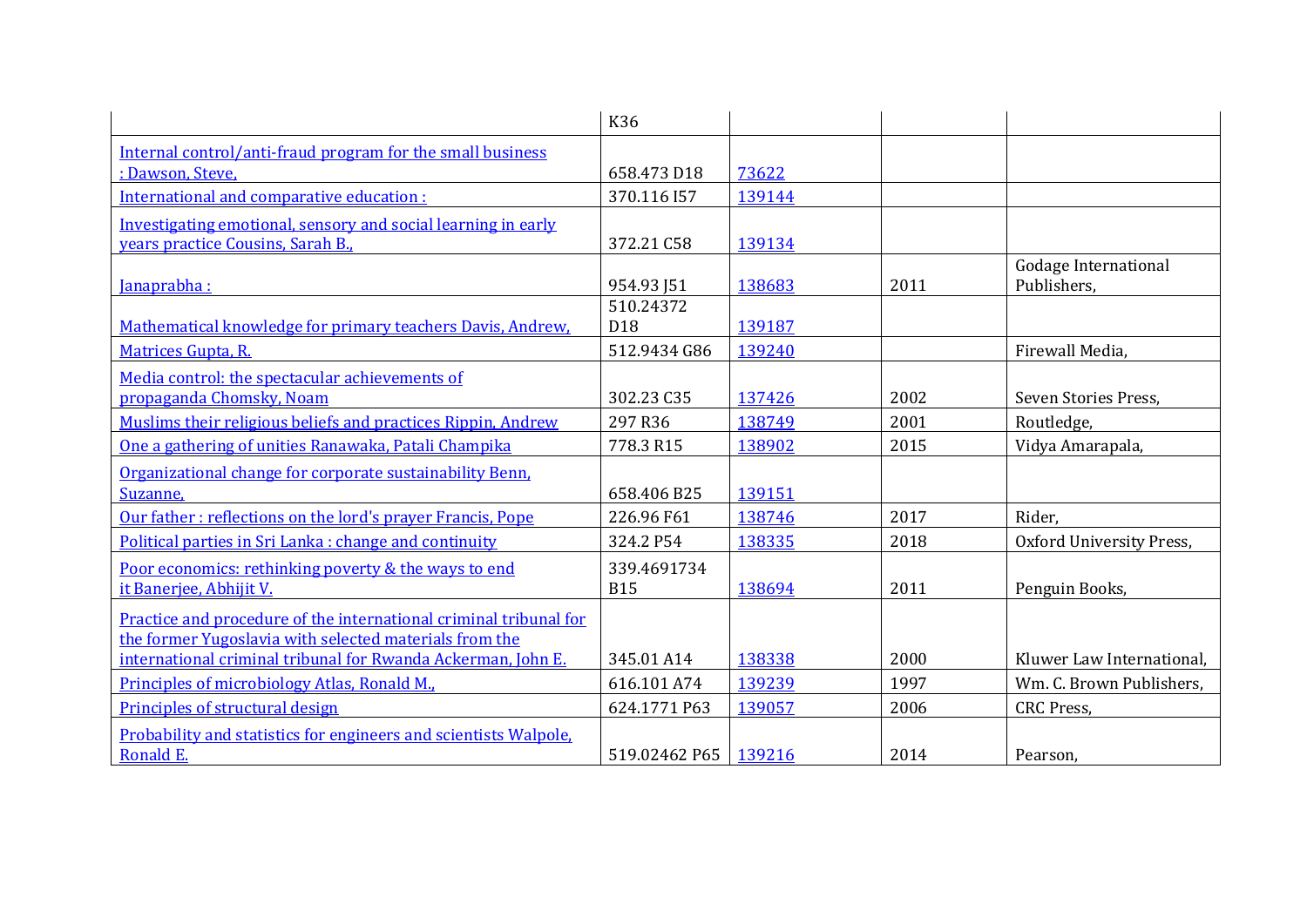| | | | | |
|---|---|---|---|---|
| | K36 | | | |
| Internal control/anti-fraud program for the small business : Dawson, Steve, | 658.473 D18 | 73622 | | |
| International and comparative education : | 370.116 I57 | 139144 | | |
| Investigating emotional, sensory and social learning in early years practice Cousins, Sarah B., | 372.21 C58 | 139134 | | |
| Janaprabha : | 954.93 J51 | 138683 | 2011 | Godage International Publishers, |
| Mathematical knowledge for primary teachers Davis, Andrew, | 510.24372 D18 | 139187 | | |
| Matrices Gupta, R. | 512.9434 G86 | 139240 | | Firewall Media, |
| Media control: the spectacular achievements of propaganda Chomsky, Noam | 302.23 C35 | 137426 | 2002 | Seven Stories Press, |
| Muslims their religious beliefs and practices Rippin, Andrew | 297 R36 | 138749 | 2001 | Routledge, |
| One a gathering of unities Ranawaka, Patali Champika | 778.3 R15 | 138902 | 2015 | Vidya Amarapala, |
| Organizational change for corporate sustainability Benn, Suzanne, | 658.406 B25 | 139151 | | |
| Our father : reflections on the lord's prayer Francis, Pope | 226.96 F61 | 138746 | 2017 | Rider, |
| Political parties in Sri Lanka : change and continuity | 324.2 P54 | 138335 | 2018 | Oxford University Press, |
| Poor economics: rethinking poverty & the ways to end it Banerjee, Abhijit V. | 339.4691734 B15 | 138694 | 2011 | Penguin Books, |
| Practice and procedure of the international criminal tribunal for the former Yugoslavia with selected materials from the international criminal tribunal for Rwanda Ackerman, John E. | 345.01 A14 | 138338 | 2000 | Kluwer Law International, |
| Principles of microbiology Atlas, Ronald M., | 616.101 A74 | 139239 | 1997 | Wm. C. Brown Publishers, |
| Principles of structural design | 624.1771 P63 | 139057 | 2006 | CRC Press, |
| Probability and statistics for engineers and scientists Walpole, Ronald E. | 519.02462 P65 | 139216 | 2014 | Pearson, |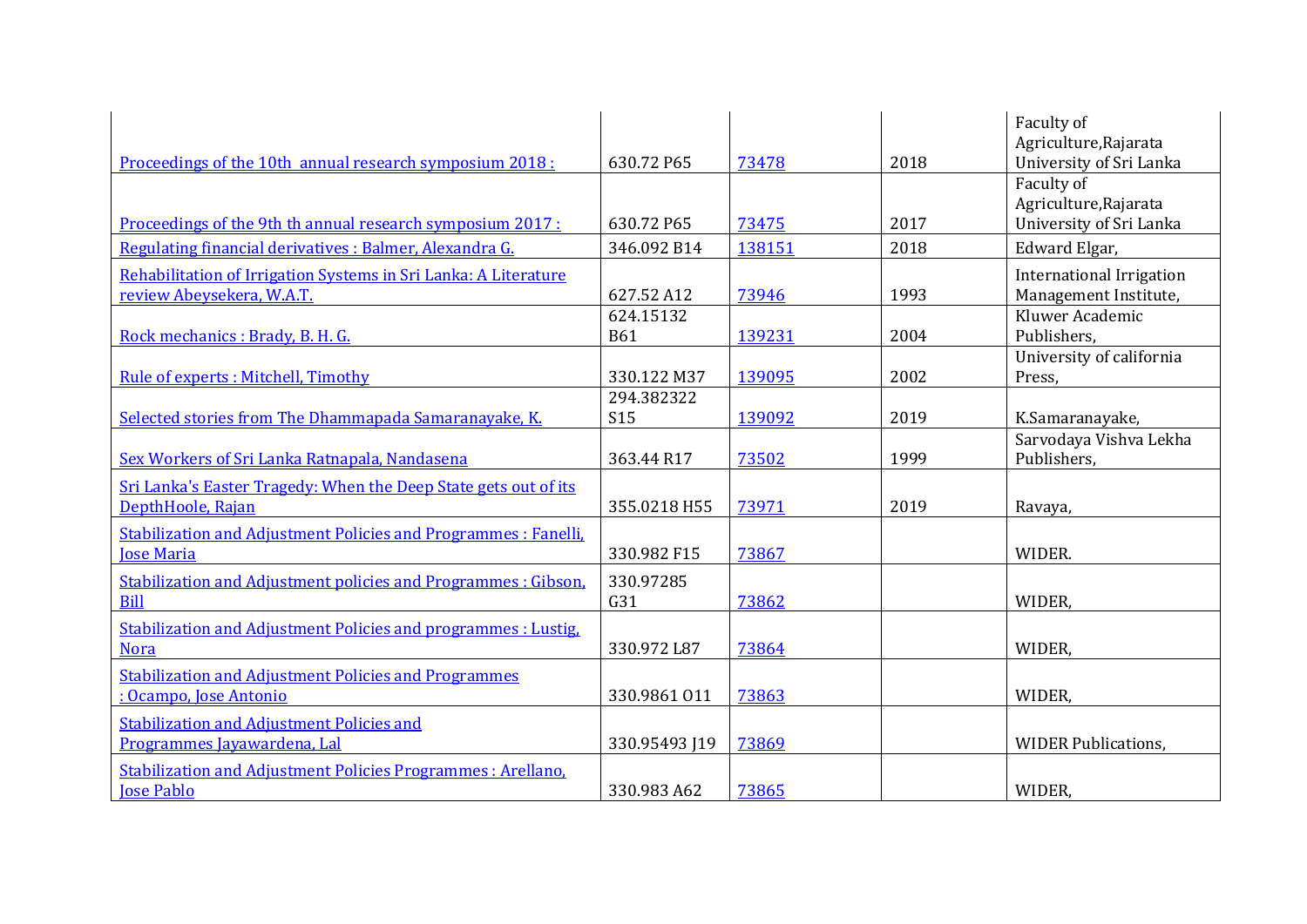| | | | | |
|---|---|---|---|---|
| Proceedings of the 10th  annual research symposium 2018 : | 630.72 P65 | 73478 | 2018 | Faculty of Agriculture,Rajarata University of Sri Lanka |
| Proceedings of the 9th th annual research symposium 2017 : | 630.72 P65 | 73475 | 2017 | Faculty of Agriculture,Rajarata University of Sri Lanka |
| Regulating financial derivatives : Balmer, Alexandra G. | 346.092 B14 | 138151 | 2018 | Edward Elgar, |
| Rehabilitation of Irrigation Systems in Sri Lanka: A Literature review Abeysekera, W.A.T. | 627.52 A12 | 73946 | 1993 | International Irrigation Management Institute, |
| Rock mechanics : Brady, B. H. G. | 624.15132 B61 | 139231 | 2004 | Kluwer Academic Publishers, |
| Rule of experts : Mitchell, Timothy | 330.122 M37 | 139095 | 2002 | University of california Press, |
| Selected stories from The Dhammapada Samaranayake, K. | 294.382322 S15 | 139092 | 2019 | K.Samaranayake, |
| Sex Workers of Sri Lanka Ratnapala, Nandasena | 363.44 R17 | 73502 | 1999 | Sarvodaya Vishva Lekha Publishers, |
| Sri Lanka's Easter Tragedy: When the Deep State gets out of its DepthHoole, Rajan | 355.0218 H55 | 73971 | 2019 | Ravaya, |
| Stabilization and Adjustment Policies and Programmes : Fanelli, Jose Maria | 330.982 F15 | 73867 | | WIDER. |
| Stabilization and Adjustment policies and Programmes : Gibson, Bill | 330.97285 G31 | 73862 | | WIDER, |
| Stabilization and Adjustment Policies and programmes : Lustig, Nora | 330.972 L87 | 73864 | | WIDER, |
| Stabilization and Adjustment Policies and Programmes : Ocampo, Jose Antonio | 330.9861 O11 | 73863 | | WIDER, |
| Stabilization and Adjustment Policies and Programmes Jayawardena, Lal | 330.95493 J19 | 73869 | | WIDER Publications, |
| Stabilization and Adjustment Policies Programmes : Arellano, Jose Pablo | 330.983 A62 | 73865 | | WIDER, |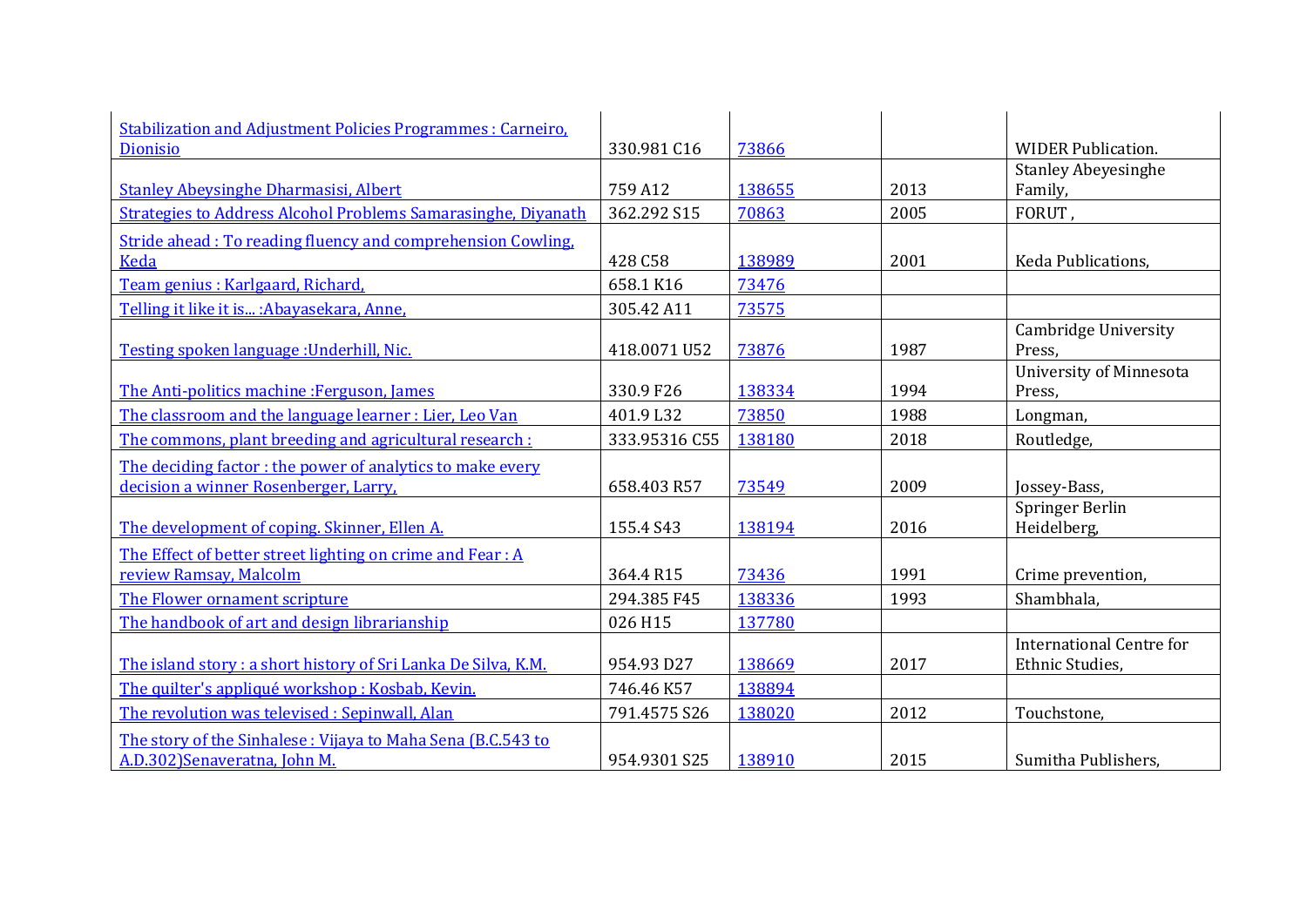| | | | | |
|---|---|---|---|---|
| Stabilization and Adjustment Policies Programmes : Carneiro, Dionisio | 330.981 C16 | 73866 | | WIDER Publication. |
| Stanley Abeysinghe Dharmasisi, Albert | 759 A12 | 138655 | 2013 | Stanley Abeysinghe Family, |
| Strategies to Address Alcohol Problems Samarasinghe, Diyanath | 362.292 S15 | 70863 | 2005 | FORUT , |
| Stride ahead : To reading fluency and comprehension Cowling, Keda | 428 C58 | 138989 | 2001 | Keda Publications, |
| Team genius : Karlgaard, Richard, | 658.1 K16 | 73476 | | |
| Telling it like it is... :Abayasekara, Anne, | 305.42 A11 | 73575 | | |
| Testing spoken language :Underhill, Nic. | 418.0071 U52 | 73876 | 1987 | Cambridge University Press, |
| The Anti-politics machine :Ferguson, James | 330.9 F26 | 138334 | 1994 | University of Minnesota Press, |
| The classroom and the language learner : Lier, Leo Van | 401.9 L32 | 73850 | 1988 | Longman, |
| The commons, plant breeding and agricultural research : | 333.95316 C55 | 138180 | 2018 | Routledge, |
| The deciding factor : the power of analytics to make every decision a winner Rosenberger, Larry, | 658.403 R57 | 73549 | 2009 | Jossey-Bass, |
| The development of coping. Skinner, Ellen A. | 155.4 S43 | 138194 | 2016 | Springer Berlin Heidelberg, |
| The Effect of better street lighting on crime and Fear : A review Ramsay, Malcolm | 364.4 R15 | 73436 | 1991 | Crime prevention, |
| The Flower ornament scripture | 294.385 F45 | 138336 | 1993 | Shambhala, |
| The handbook of art and design librarianship | 026 H15 | 137780 | | |
| The island story : a short history of Sri Lanka De Silva, K.M. | 954.93 D27 | 138669 | 2017 | International Centre for Ethnic Studies, |
| The quilter's appliqué workshop : Kosbab, Kevin. | 746.46 K57 | 138894 | | |
| The revolution was televised : Sepinwall, Alan | 791.4575 S26 | 138020 | 2012 | Touchstone, |
| The story of the Sinhalese : Vijaya to Maha Sena (B.C.543 to A.D.302)Senaveratna, John M. | 954.9301 S25 | 138910 | 2015 | Sumitha Publishers, |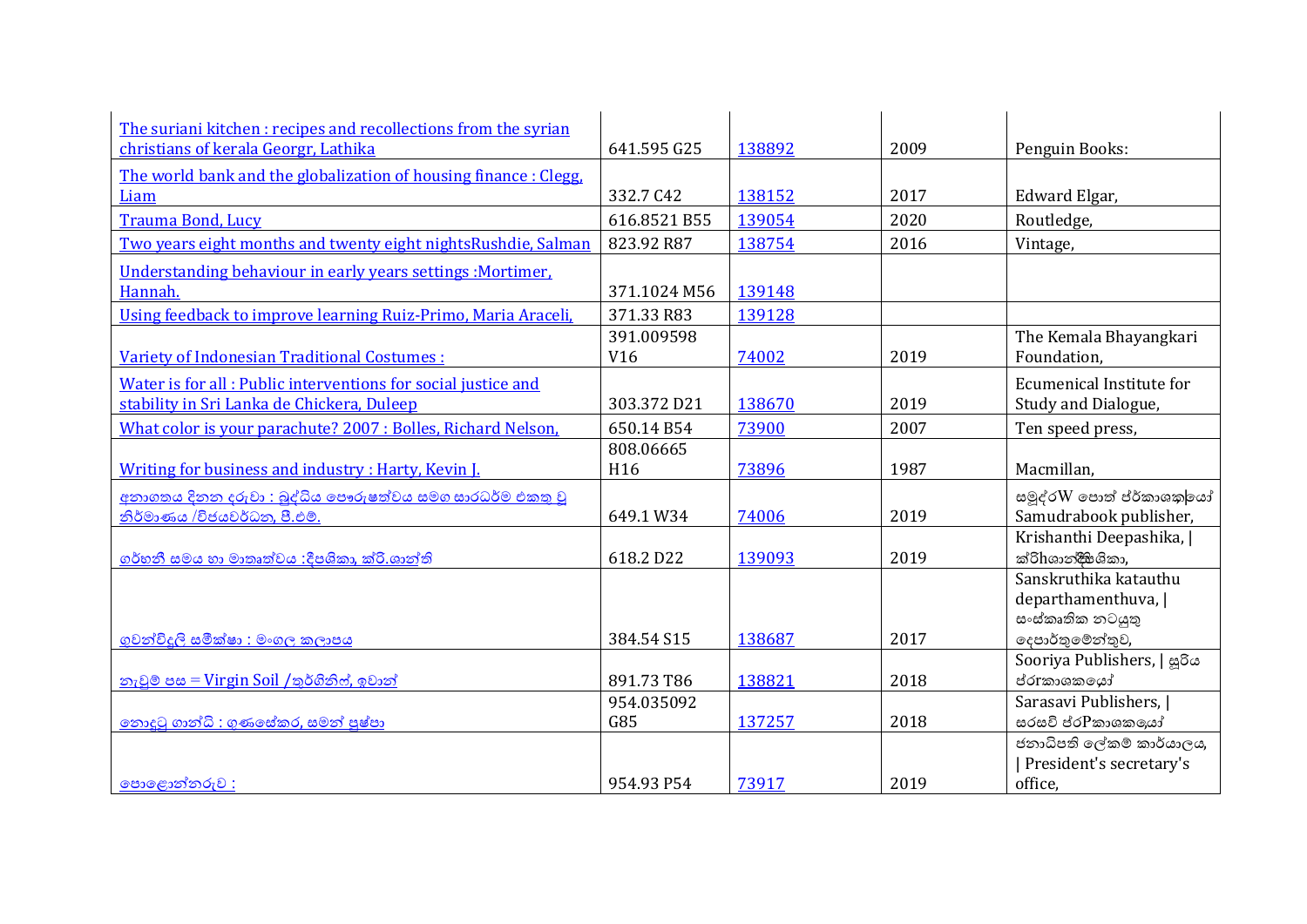| | | | | |
|---|---|---|---|---|
| The suriani kitchen : recipes and recollections from the syrian christians of kerala Georgr, Lathika | 641.595 G25 | 138892 | 2009 | Penguin Books: |
| The world bank and the globalization of housing finance : Clegg, Liam | 332.7 C42 | 138152 | 2017 | Edward Elgar, |
| Trauma Bond, Lucy | 616.8521 B55 | 139054 | 2020 | Routledge, |
| Two years eight months and twenty eight nightsRushdie, Salman | 823.92 R87 | 138754 | 2016 | Vintage, |
| Understanding behaviour in early years settings :Mortimer, Hannah. | 371.1024 M56 | 139148 | | |
| Using feedback to improve learning Ruiz-Primo, Maria Araceli, | 371.33 R83 | 139128 | | |
| Variety of Indonesian Traditional Costumes : | 391.009598 V16 | 74002 | 2019 | The Kemala Bhayangkari Foundation, |
| Water is for all : Public interventions for social justice and stability in Sri Lanka de Chickera, Duleep | 303.372 D21 | 138670 | 2019 | Ecumenical Institute for Study and Dialogue, |
| What color is your parachute? 2007 : Bolles, Richard Nelson, | 650.14 B54 | 73900 | 2007 | Ten speed press, |
| Writing for business and industry : Harty, Kevin J. | 808.06665 H16 | 73896 | 1987 | Macmillan, |
| අනාගතය දිනන දරුවා : බුද්ධිය පෞරුෂත්වය සමග සාරධර්ම එකතු වූ නිර්මාණය /විජයවර්ධන, පී.එම්. | 649.1 W34 | 74006 | 2019 | සමුද්‍රW පොත් ප්‍රකාශකයෝ Samudrabook publisher, |
| ගර්භනී සමය හා මාතෘත්වය :දීපශිකා, ක්‍රිශාන්ති | 618.2 D22 | 139093 | 2019 | Krishanthi Deepashika, \| ක්‍රිhශාන්ති දීපශිකා, |
| ගුවන්විදුලි සමීක්ෂා : මංගල කලාපය | 384.54 S15 | 138687 | 2017 | Sanskruthika katauthu departhamenthuva, \| සංස්කෘතික නටයුතු දෙපාර්තුමේන්තුව, |
| නැවුම් පස = Virgin Soil /තුර්ගිනිෆ්, ඉවාන් | 891.73 T86 | 138821 | 2018 | Sooriya Publishers, \| සූරිය ප්‍රrකාශකයෝ |
| නොදුටු ගාන්ධි : ගුණසේකර, සමන් පුෂ්පා | 954.035092 G85 | 137257 | 2018 | Sarasavi Publishers, \| සරසවි ප්‍රPකාශකයෝ |
| පොළොන්නරුව : | 954.93 P54 | 73917 | 2019 | ජනාධිපති ලේකම් කාර්යාලය, \| President's secretary's office, |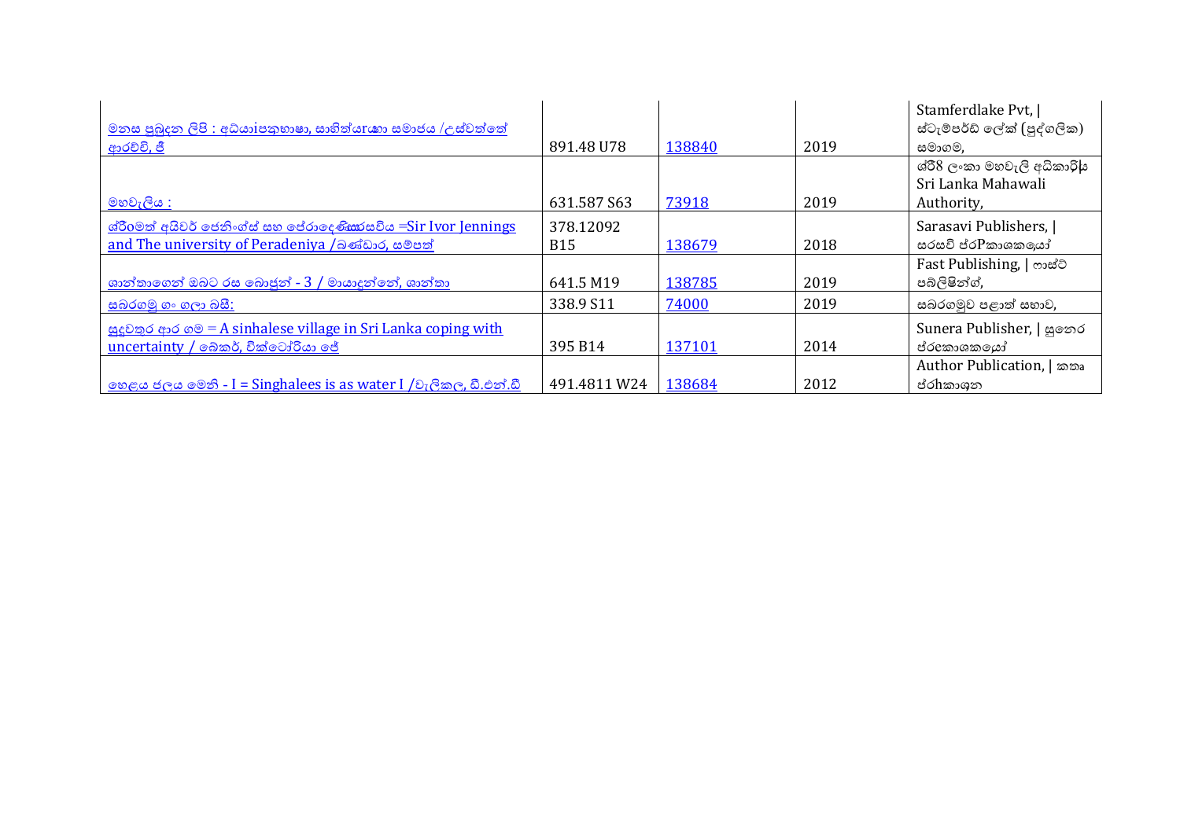| | | | | |
|---|---|---|---|---|
| මනස පුබුදන ලිපි : අධ්‍යාපනභාෂා, සාහිත්‍යශාා සමාජය /උස්වත්තේ ආරච්චි, ජී | 891.48 U78 | 138840 | 2019 | Stamferdlake Pvt, \| ස්ටැම්පර්ඩ් ලේක් (පුද්ගලික) සමාගම, |
| මහවැලිය : | 631.587 S63 | 73918 | 2019 | ශ්‍රී8 ලංකා මහවැලි අධිකාරිය Sri Lanka Mahawali Authority, |
| ශ්‍රීමත් අයිවර් ජෙනිංග්ස් සහ පේරාදෙණිසශාසවිය =Sir Ivor Jennings and The university of Peradeniya /බණ්ඩාර, සම්පත් | 378.12092 B15 | 138679 | 2018 | Sarasavi Publishers, \| සරසවි ප්‍රPකාශකයෝ |
| ශාන්තාගෙන් ඔබට රස බොජුන් - 3 / මායාදුන්නේ, ශාන්තා | 641.5 M19 | 138785 | 2019 | Fast Publishing, \| ෆාස්ට් පබ්ලිෂින්ග්, |
| සබරගමු ගං ගලා බසී: | 338.9 S11 | 74000 | 2019 | සබරගමුව පළාත් සභාව, |
| සුදුවතුර ආර ගම = A sinhalese village in Sri Lanka coping with uncertainty / බේකර්, වික්ටෝරියා ජේ | 395 B14 | 137101 | 2014 | Sunera Publisher, \| සුනෙර ප්‍රකාශකයෝ |
| හෙළය ජලය මෙනි - I = Singhalees is as water I /වැලිකල, ඩී.එන්.ඩී | 491.4811 W24 | 138684 | 2012 | Author Publication, \| කතෘ ප්‍රhකාශන |